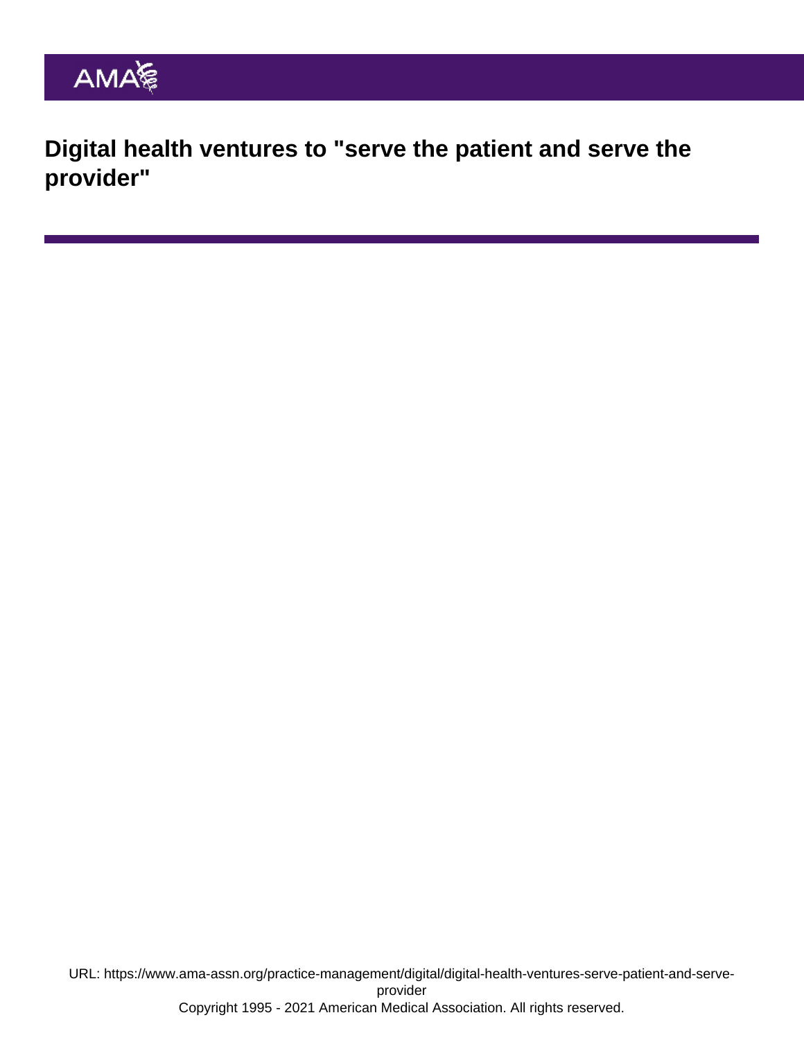# Digital health ventures to "serve the patient and serve the provider"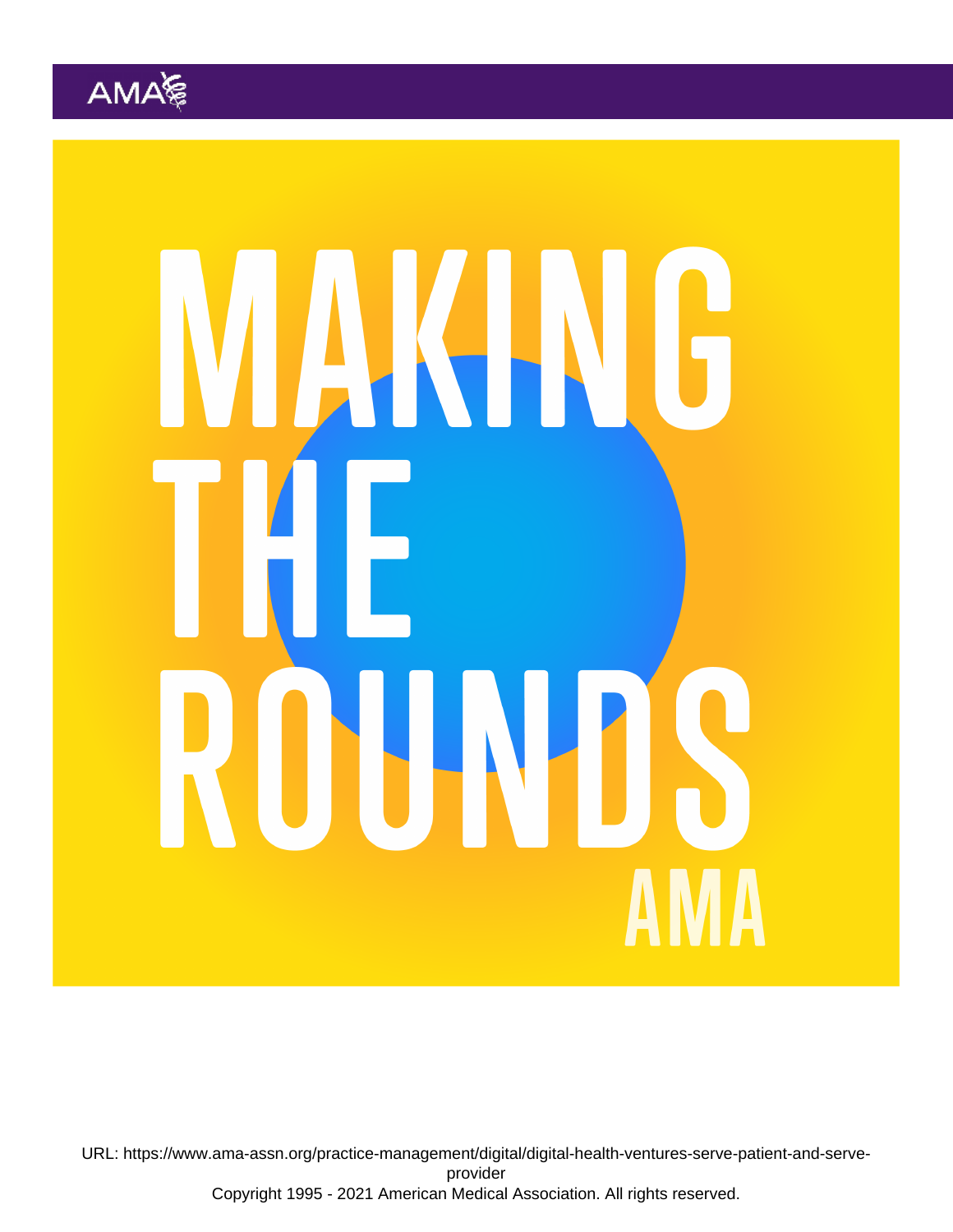MAKING THE ROUNDS

AMA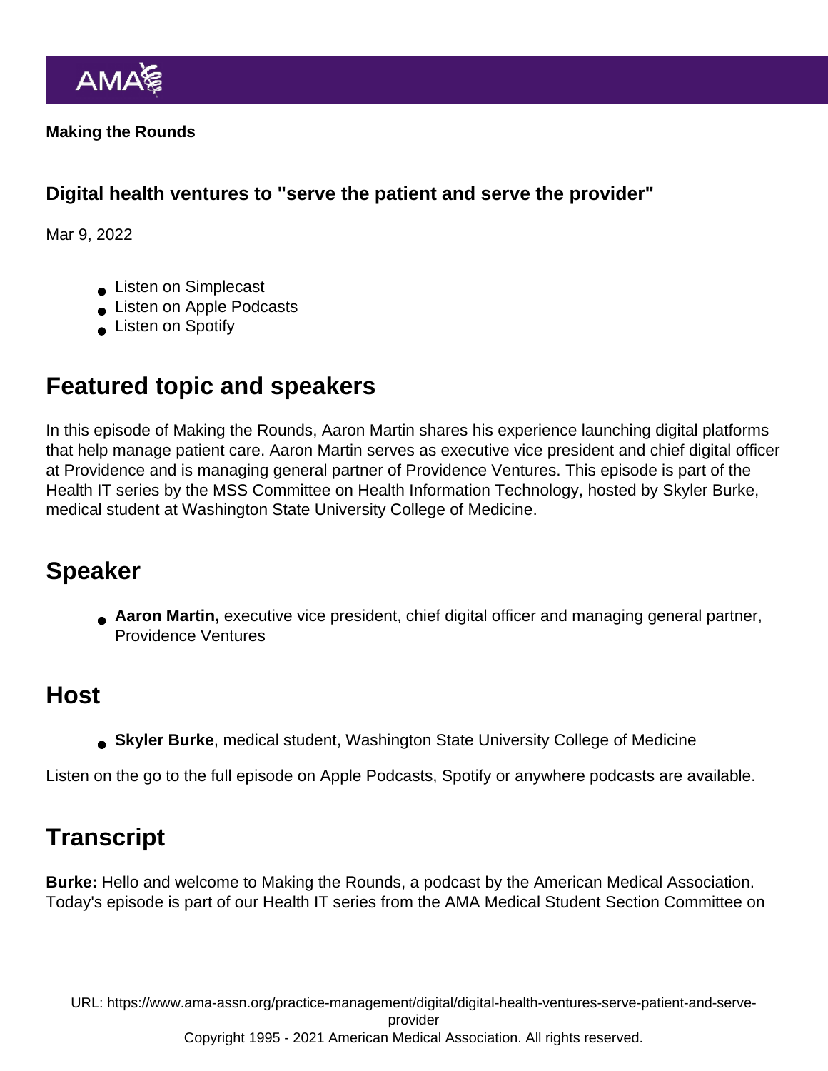**Making the Rounds**

**Digital health ventures to "serve the patient and serve the provider"**

Mar 9, 2022

- Listen on Simplecast
- Listen on Apple Podcasts
- Listen on Spotify

## Featured topic and speakers

In this episode of Making the Rounds, Aaron Martin shares his experience launching digital platforms that help manage patient care. Aaron Martin serves as executive vice president and chief digital officer at Providence and is managing general partner of Providence Ventures. This episode is part of the Health IT series by the MSS Committee on Health Information Technology, hosted by Skyler Burke, medical student at Washington State University College of Medicine.

## Speaker

- **Aaron Martin,** executive vice president, chief digital officer and managing general partner, Providence Ventures

## Host

- **Skyler Burke**, medical student, Washington State University College of Medicine

Listen on the go to the full episode on Apple Podcasts, Spotify or anywhere podcasts are available.

## Transcript

**Burke:** Hello and welcome to Making the Rounds, a podcast by the American Medical Association. Today's episode is part of our Health IT series from the AMA Medical Student Section Committee on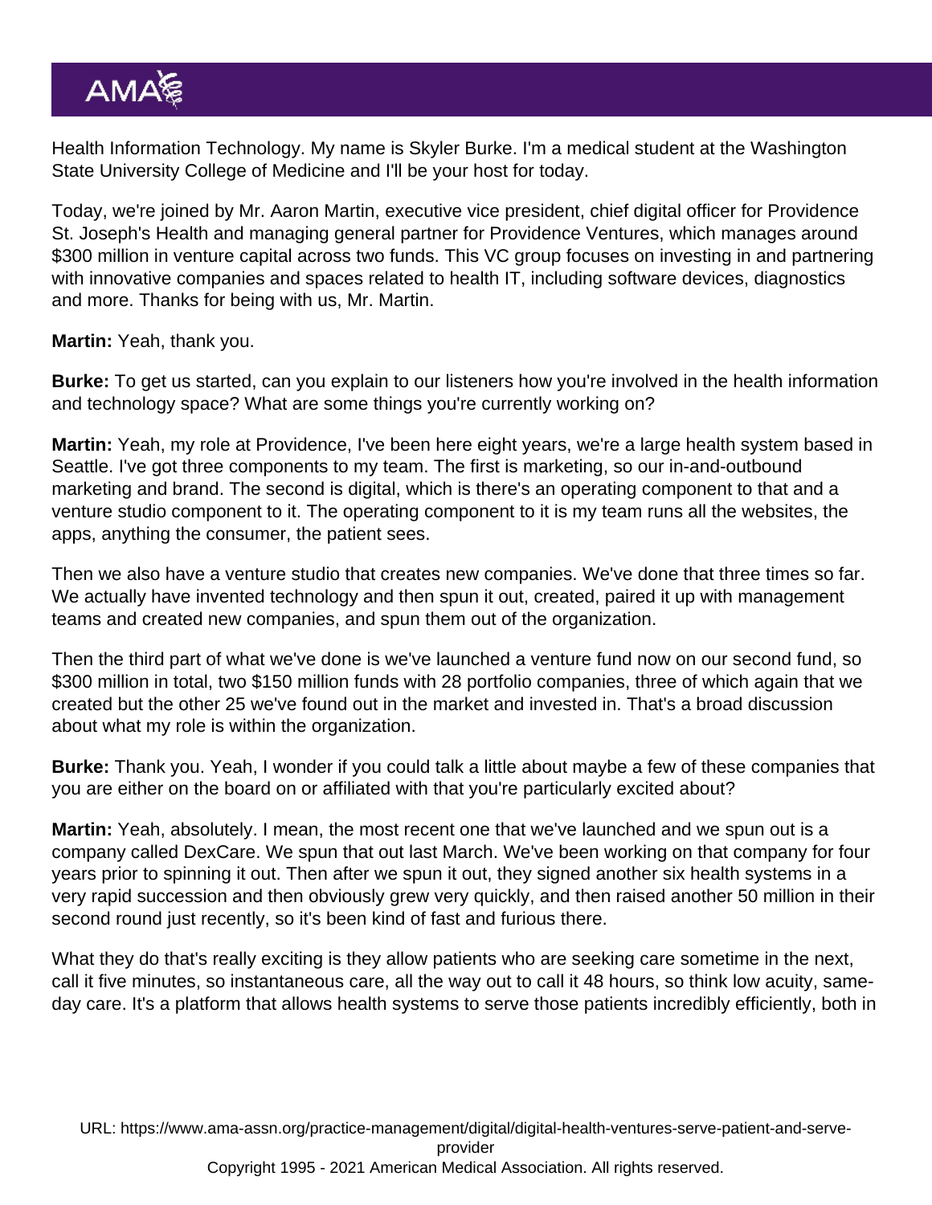Health Information Technology. My name is Skyler Burke. I'm a medical student at the Washington State University College of Medicine and I'll be your host for today.

Today, we're joined by Mr. Aaron Martin, executive vice president, chief digital officer for Providence St. Joseph's Health and managing general partner for Providence Ventures, which manages around $300 million in venture capital across two funds. This VC group focuses on investing in and partnering with innovative companies and spaces related to health IT, including software devices, diagnostics and more. Thanks for being with us, Mr. Martin.

**Martin:** Yeah, thank you.

**Burke:** To get us started, can you explain to our listeners how you're involved in the health information and technology space? What are some things you're currently working on?

**Martin:** Yeah, my role at Providence, I've been here eight years, we're a large health system based in Seattle. I've got three components to my team. The first is marketing, so our in-and-outbound marketing and brand. The second is digital, which is there's an operating component to that and a venture studio component to it. The operating component to it is my team runs all the websites, the apps, anything the consumer, the patient sees.

Then we also have a venture studio that creates new companies. We've done that three times so far. We actually have invented technology and then spun it out, created, paired it up with management teams and created new companies, and spun them out of the organization.

Then the third part of what we've done is we've launched a venture fund now on our second fund, so $300 million in total, two $150 million funds with 28 portfolio companies, three of which again that we created but the other 25 we've found out in the market and invested in. That's a broad discussion about what my role is within the organization.

**Burke:** Thank you. Yeah, I wonder if you could talk a little about maybe a few of these companies that you are either on the board on or affiliated with that you're particularly excited about?

**Martin:** Yeah, absolutely. I mean, the most recent one that we've launched and we spun out is a company called DexCare. We spun that out last March. We've been working on that company for four years prior to spinning it out. Then after we spun it out, they signed another six health systems in a very rapid succession and then obviously grew very quickly, and then raised another 50 million in their second round just recently, so it's been kind of fast and furious there.

What they do that's really exciting is they allow patients who are seeking care sometime in the next, call it five minutes, so instantaneous care, all the way out to call it 48 hours, so think low acuity, same-day care. It's a platform that allows health systems to serve those patients incredibly efficiently, both in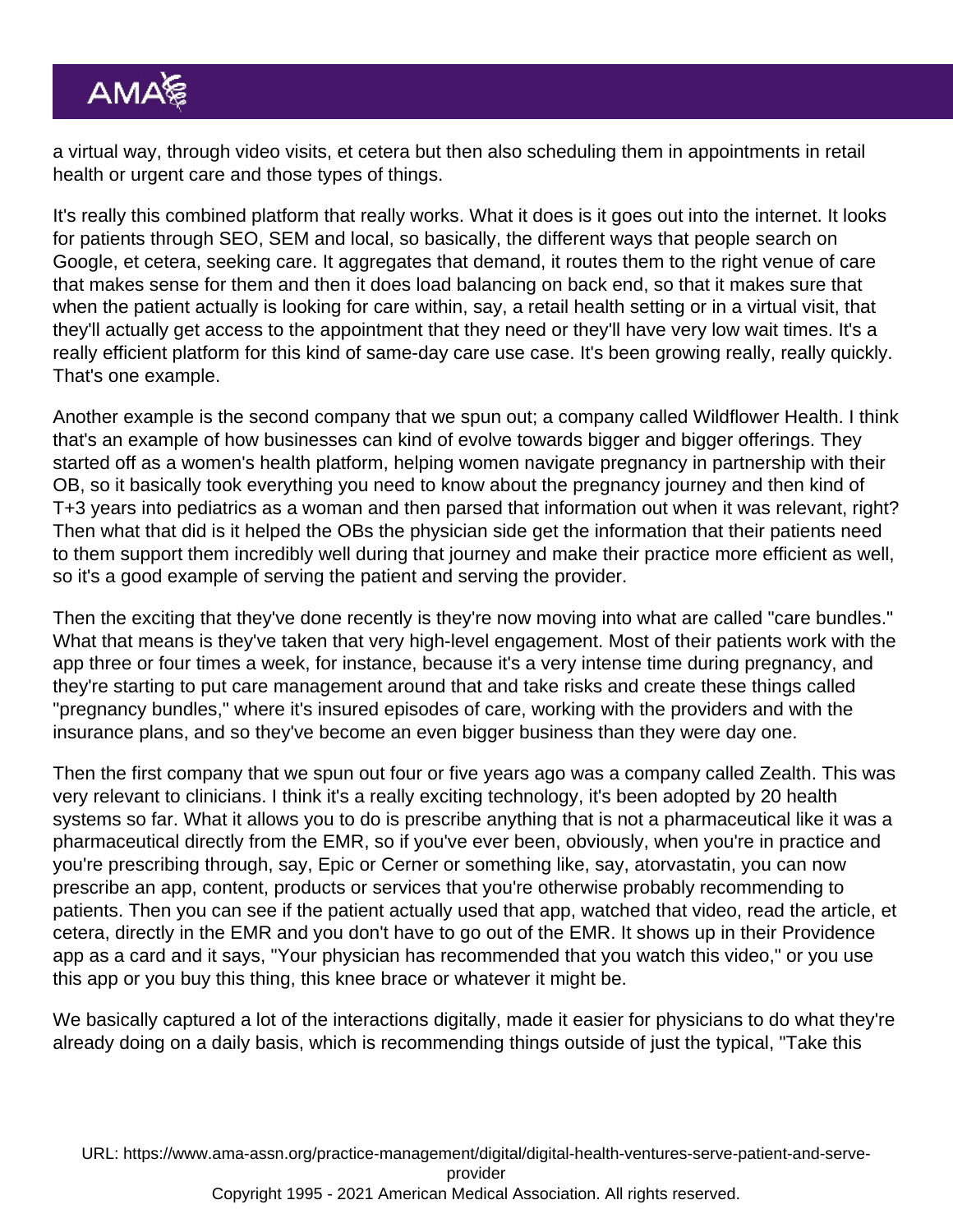a virtual way, through video visits, et cetera but then also scheduling them in appointments in retail health or urgent care and those types of things.

It's really this combined platform that really works. What it does is it goes out into the internet. It looks for patients through SEO, SEM and local, so basically, the different ways that people search on Google, et cetera, seeking care. It aggregates that demand, it routes them to the right venue of care that makes sense for them and then it does load balancing on back end, so that it makes sure that when the patient actually is looking for care within, say, a retail health setting or in a virtual visit, that they'll actually get access to the appointment that they need or they'll have very low wait times. It's a really efficient platform for this kind of same-day care use case. It's been growing really, really quickly. That's one example.

Another example is the second company that we spun out; a company called Wildflower Health. I think that's an example of how businesses can kind of evolve towards bigger and bigger offerings. They started off as a women's health platform, helping women navigate pregnancy in partnership with their OB, so it basically took everything you need to know about the pregnancy journey and then kind of T+3 years into pediatrics as a woman and then parsed that information out when it was relevant, right? Then what that did is it helped the OBs the physician side get the information that their patients need to them support them incredibly well during that journey and make their practice more efficient as well, so it's a good example of serving the patient and serving the provider.

Then the exciting that they've done recently is they're now moving into what are called "care bundles." What that means is they've taken that very high-level engagement. Most of their patients work with the app three or four times a week, for instance, because it's a very intense time during pregnancy, and they're starting to put care management around that and take risks and create these things called "pregnancy bundles," where it's insured episodes of care, working with the providers and with the insurance plans, and so they've become an even bigger business than they were day one.

Then the first company that we spun out four or five years ago was a company called Zealth. This was very relevant to clinicians. I think it's a really exciting technology, it's been adopted by 20 health systems so far. What it allows you to do is prescribe anything that is not a pharmaceutical like it was a pharmaceutical directly from the EMR, so if you've ever been, obviously, when you're in practice and you're prescribing through, say, Epic or Cerner or something like, say, atorvastatin, you can now prescribe an app, content, products or services that you're otherwise probably recommending to patients. Then you can see if the patient actually used that app, watched that video, read the article, et cetera, directly in the EMR and you don't have to go out of the EMR. It shows up in their Providence app as a card and it says, "Your physician has recommended that you watch this video," or you use this app or you buy this thing, this knee brace or whatever it might be.

We basically captured a lot of the interactions digitally, made it easier for physicians to do what they're already doing on a daily basis, which is recommending things outside of just the typical, "Take this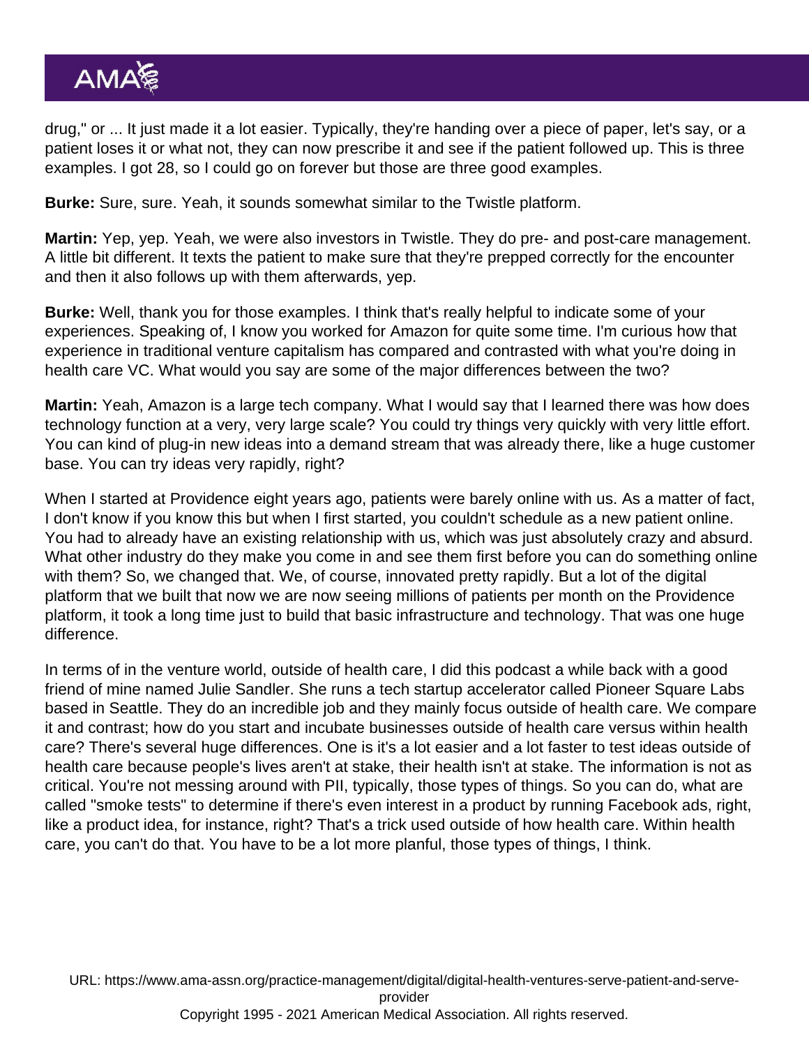drug," or ... It just made it a lot easier. Typically, they're handing over a piece of paper, let's say, or a patient loses it or what not, they can now prescribe it and see if the patient followed up. This is three examples. I got 28, so I could go on forever but those are three good examples.

**Burke:** Sure, sure. Yeah, it sounds somewhat similar to the Twistle platform.

**Martin:** Yep, yep. Yeah, we were also investors in Twistle. They do pre- and post-care management. A little bit different. It texts the patient to make sure that they're prepped correctly for the encounter and then it also follows up with them afterwards, yep.

**Burke:** Well, thank you for those examples. I think that's really helpful to indicate some of your experiences. Speaking of, I know you worked for Amazon for quite some time. I'm curious how that experience in traditional venture capitalism has compared and contrasted with what you're doing in health care VC. What would you say are some of the major differences between the two?

**Martin:** Yeah, Amazon is a large tech company. What I would say that I learned there was how does technology function at a very, very large scale? You could try things very quickly with very little effort. You can kind of plug-in new ideas into a demand stream that was already there, like a huge customer base. You can try ideas very rapidly, right?

When I started at Providence eight years ago, patients were barely online with us. As a matter of fact, I don't know if you know this but when I first started, you couldn't schedule as a new patient online. You had to already have an existing relationship with us, which was just absolutely crazy and absurd. What other industry do they make you come in and see them first before you can do something online with them? So, we changed that. We, of course, innovated pretty rapidly. But a lot of the digital platform that we built that now we are now seeing millions of patients per month on the Providence platform, it took a long time just to build that basic infrastructure and technology. That was one huge difference.

In terms of in the venture world, outside of health care, I did this podcast a while back with a good friend of mine named Julie Sandler. She runs a tech startup accelerator called Pioneer Square Labs based in Seattle. They do an incredible job and they mainly focus outside of health care. We compare it and contrast; how do you start and incubate businesses outside of health care versus within health care? There's several huge differences. One is it's a lot easier and a lot faster to test ideas outside of health care because people's lives aren't at stake, their health isn't at stake. The information is not as critical. You're not messing around with PII, typically, those types of things. So you can do, what are called "smoke tests" to determine if there's even interest in a product by running Facebook ads, right, like a product idea, for instance, right? That's a trick used outside of how health care. Within health care, you can't do that. You have to be a lot more planful, those types of things, I think.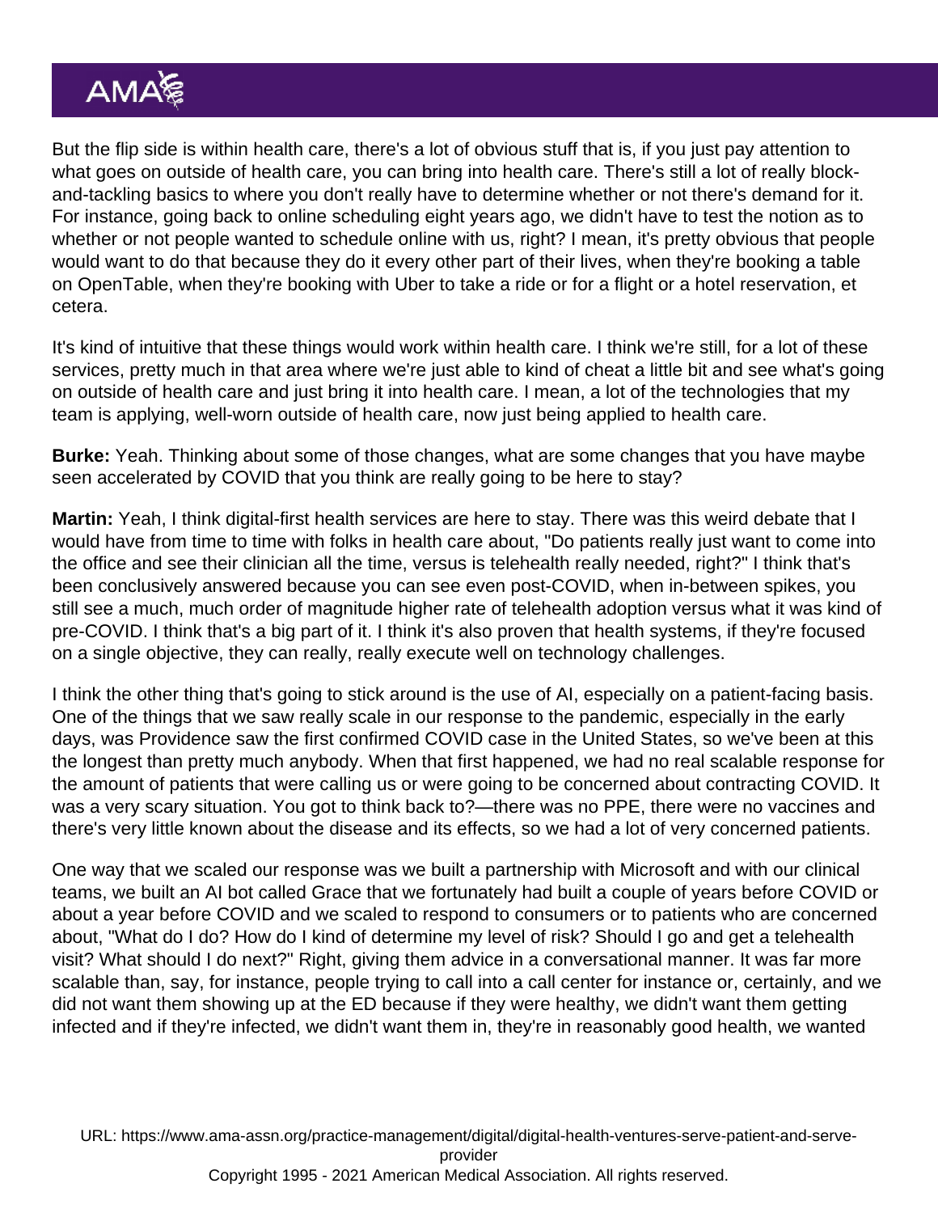But the flip side is within health care, there's a lot of obvious stuff that is, if you just pay attention to what goes on outside of health care, you can bring into health care. There's still a lot of really block-and-tackling basics to where you don't really have to determine whether or not there's demand for it. For instance, going back to online scheduling eight years ago, we didn't have to test the notion as to whether or not people wanted to schedule online with us, right? I mean, it's pretty obvious that people would want to do that because they do it every other part of their lives, when they're booking a table on OpenTable, when they're booking with Uber to take a ride or for a flight or a hotel reservation, et cetera.

It's kind of intuitive that these things would work within health care. I think we're still, for a lot of these services, pretty much in that area where we're just able to kind of cheat a little bit and see what's going on outside of health care and just bring it into health care. I mean, a lot of the technologies that my team is applying, well-worn outside of health care, now just being applied to health care.

**Burke:** Yeah. Thinking about some of those changes, what are some changes that you have maybe seen accelerated by COVID that you think are really going to be here to stay?

**Martin:** Yeah, I think digital-first health services are here to stay. There was this weird debate that I would have from time to time with folks in health care about, "Do patients really just want to come into the office and see their clinician all the time, versus is telehealth really needed, right?" I think that's been conclusively answered because you can see even post-COVID, when in-between spikes, you still see a much, much order of magnitude higher rate of telehealth adoption versus what it was kind of pre-COVID. I think that's a big part of it. I think it's also proven that health systems, if they're focused on a single objective, they can really, really execute well on technology challenges.

I think the other thing that's going to stick around is the use of AI, especially on a patient-facing basis. One of the things that we saw really scale in our response to the pandemic, especially in the early days, was Providence saw the first confirmed COVID case in the United States, so we've been at this the longest than pretty much anybody. When that first happened, we had no real scalable response for the amount of patients that were calling us or were going to be concerned about contracting COVID. It was a very scary situation. You got to think back to?—there was no PPE, there were no vaccines and there's very little known about the disease and its effects, so we had a lot of very concerned patients.

One way that we scaled our response was we built a partnership with Microsoft and with our clinical teams, we built an AI bot called Grace that we fortunately had built a couple of years before COVID or about a year before COVID and we scaled to respond to consumers or to patients who are concerned about, "What do I do? How do I kind of determine my level of risk? Should I go and get a telehealth visit? What should I do next?" Right, giving them advice in a conversational manner. It was far more scalable than, say, for instance, people trying to call into a call center for instance or, certainly, and we did not want them showing up at the ED because if they were healthy, we didn't want them getting infected and if they're infected, we didn't want them in, they're in reasonably good health, we wanted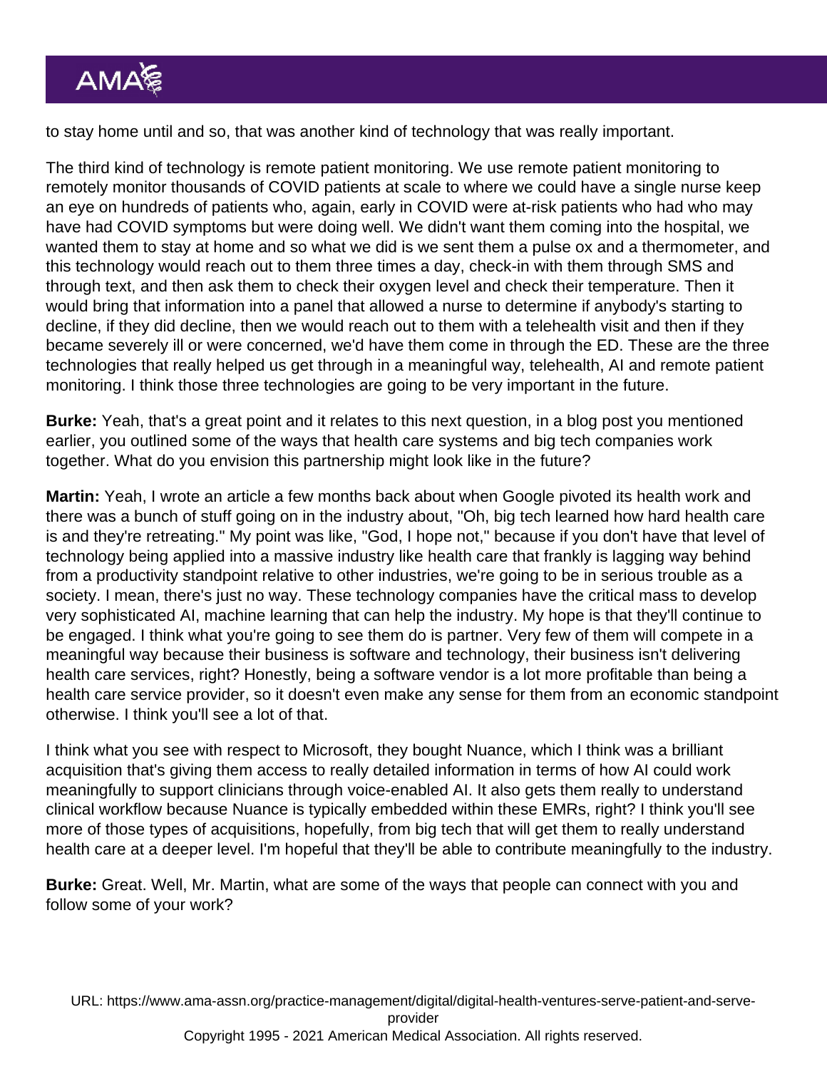to stay home until and so, that was another kind of technology that was really important.

The third kind of technology is remote patient monitoring. We use remote patient monitoring to remotely monitor thousands of COVID patients at scale to where we could have a single nurse keep an eye on hundreds of patients who, again, early in COVID were at-risk patients who had who may have had COVID symptoms but were doing well. We didn't want them coming into the hospital, we wanted them to stay at home and so what we did is we sent them a pulse ox and a thermometer, and this technology would reach out to them three times a day, check-in with them through SMS and through text, and then ask them to check their oxygen level and check their temperature. Then it would bring that information into a panel that allowed a nurse to determine if anybody's starting to decline, if they did decline, then we would reach out to them with a telehealth visit and then if they became severely ill or were concerned, we'd have them come in through the ED. These are the three technologies that really helped us get through in a meaningful way, telehealth, AI and remote patient monitoring. I think those three technologies are going to be very important in the future.

**Burke:** Yeah, that's a great point and it relates to this next question, in a blog post you mentioned earlier, you outlined some of the ways that health care systems and big tech companies work together. What do you envision this partnership might look like in the future?

**Martin:** Yeah, I wrote an article a few months back about when Google pivoted its health work and there was a bunch of stuff going on in the industry about, "Oh, big tech learned how hard health care is and they're retreating." My point was like, "God, I hope not," because if you don't have that level of technology being applied into a massive industry like health care that frankly is lagging way behind from a productivity standpoint relative to other industries, we're going to be in serious trouble as a society. I mean, there's just no way. These technology companies have the critical mass to develop very sophisticated AI, machine learning that can help the industry. My hope is that they'll continue to be engaged. I think what you're going to see them do is partner. Very few of them will compete in a meaningful way because their business is software and technology, their business isn't delivering health care services, right? Honestly, being a software vendor is a lot more profitable than being a health care service provider, so it doesn't even make any sense for them from an economic standpoint otherwise. I think you'll see a lot of that.

I think what you see with respect to Microsoft, they bought Nuance, which I think was a brilliant acquisition that's giving them access to really detailed information in terms of how AI could work meaningfully to support clinicians through voice-enabled AI. It also gets them really to understand clinical workflow because Nuance is typically embedded within these EMRs, right? I think you'll see more of those types of acquisitions, hopefully, from big tech that will get them to really understand health care at a deeper level. I'm hopeful that they'll be able to contribute meaningfully to the industry.

**Burke:** Great. Well, Mr. Martin, what are some of the ways that people can connect with you and follow some of your work?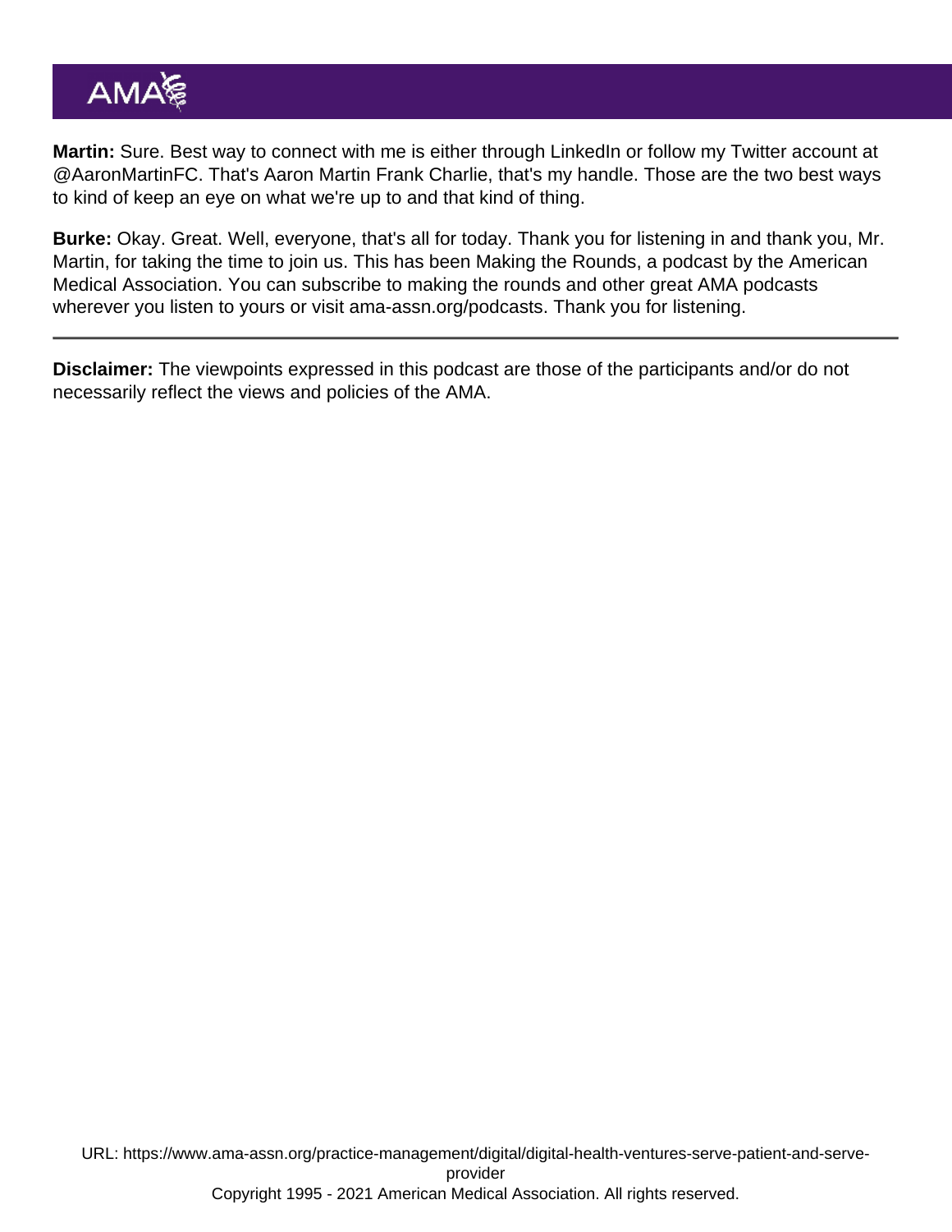**Martin:** Sure. Best way to connect with me is either through LinkedIn or follow my Twitter account at @AaronMartinFC. That's Aaron Martin Frank Charlie, that's my handle. Those are the two best ways to kind of keep an eye on what we're up to and that kind of thing.

**Burke:** Okay. Great. Well, everyone, that's all for today. Thank you for listening in and thank you, Mr. Martin, for taking the time to join us. This has been Making the Rounds, a podcast by the American Medical Association. You can subscribe to making the rounds and other great AMA podcasts wherever you listen to yours or visit ama-assn.org/podcasts. Thank you for listening.

---

**Disclaimer:** The viewpoints expressed in this podcast are those of the participants and/or do not necessarily reflect the views and policies of the AMA.